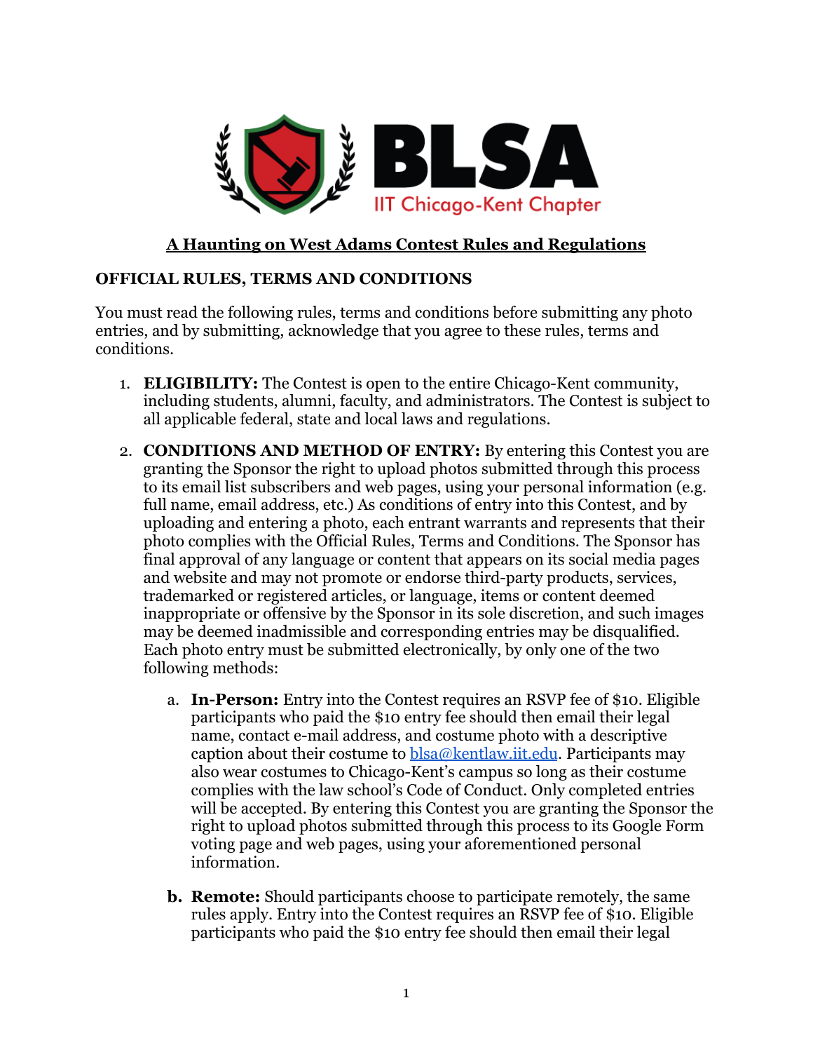BLSA
IIT Chicago-Kent Chapter

## A Haunting on West Adams Contest Rules and Regulations

### OFFICIAL RULES, TERMS AND CONDITIONS

You must read the following rules, terms and conditions before submitting any photo entries, and by submitting, acknowledge that you agree to these rules, terms and conditions.

1. **ELIGIBILITY:** The Contest is open to the entire Chicago-Kent community, including students, alumni, faculty, and administrators. The Contest is subject to all applicable federal, state and local laws and regulations.

2. **CONDITIONS AND METHOD OF ENTRY:** By entering this Contest you are granting the Sponsor the right to upload photos submitted through this process to its email list subscribers and web pages, using your personal information (e.g. full name, email address, etc.) As conditions of entry into this Contest, and by uploading and entering a photo, each entrant warrants and represents that their photo complies with the Official Rules, Terms and Conditions. The Sponsor has final approval of any language or content that appears on its social media pages and website and may not promote or endorse third-party products, services, trademarked or registered articles, or language, items or content deemed inappropriate or offensive by the Sponsor in its sole discretion, and such images may be deemed inadmissible and corresponding entries may be disqualified. Each photo entry must be submitted electronically, by only one of the two following methods:

   a. **In-Person:** Entry into the Contest requires an RSVP fee of $10. Eligible participants who paid the $10 entry fee should then email their legal name, contact e-mail address, and costume photo with a descriptive caption about their costume to blsa@kentlaw.iit.edu. Participants may also wear costumes to Chicago-Kent's campus so long as their costume complies with the law school's Code of Conduct. Only completed entries will be accepted. By entering this Contest you are granting the Sponsor the right to upload photos submitted through this process to its Google Form voting page and web pages, using your aforementioned personal information.

   **b. Remote:** Should participants choose to participate remotely, the same rules apply. Entry into the Contest requires an RSVP fee of $10. Eligible participants who paid the $10 entry fee should then email their legal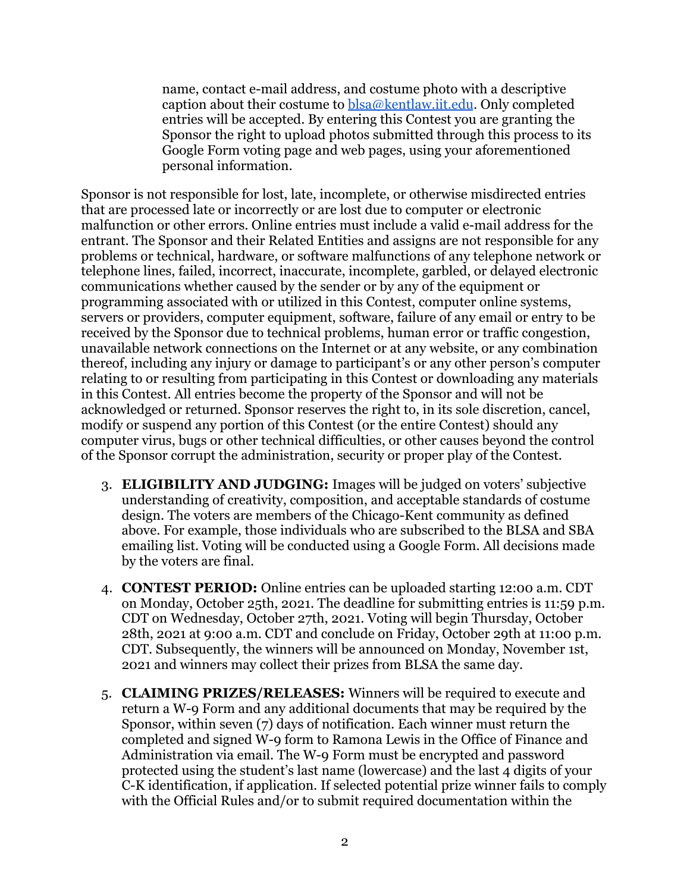name, contact e-mail address, and costume photo with a descriptive caption about their costume to [blsa@kentlaw.iit.edu](mailto:blsa@kentlaw.iit.edu). Only completed entries will be accepted. By entering this Contest you are granting the Sponsor the right to upload photos submitted through this process to its Google Form voting page and web pages, using your aforementioned personal information.

Sponsor is not responsible for lost, late, incomplete, or otherwise misdirected entries that are processed late or incorrectly or are lost due to computer or electronic malfunction or other errors. Online entries must include a valid e-mail address for the entrant. The Sponsor and their Related Entities and assigns are not responsible for any problems or technical, hardware, or software malfunctions of any telephone network or telephone lines, failed, incorrect, inaccurate, incomplete, garbled, or delayed electronic communications whether caused by the sender or by any of the equipment or programming associated with or utilized in this Contest, computer online systems, servers or providers, computer equipment, software, failure of any email or entry to be received by the Sponsor due to technical problems, human error or traffic congestion, unavailable network connections on the Internet or at any website, or any combination thereof, including any injury or damage to participant's or any other person's computer relating to or resulting from participating in this Contest or downloading any materials in this Contest. All entries become the property of the Sponsor and will not be acknowledged or returned. Sponsor reserves the right to, in its sole discretion, cancel, modify or suspend any portion of this Contest (or the entire Contest) should any computer virus, bugs or other technical difficulties, or other causes beyond the control of the Sponsor corrupt the administration, security or proper play of the Contest.

3. **ELIGIBILITY AND JUDGING:** Images will be judged on voters' subjective understanding of creativity, composition, and acceptable standards of costume design. The voters are members of the Chicago-Kent community as defined above. For example, those individuals who are subscribed to the BLSA and SBA emailing list. Voting will be conducted using a Google Form. All decisions made by the voters are final.

4. **CONTEST PERIOD:** Online entries can be uploaded starting 12:00 a.m. CDT on Monday, October 25th, 2021. The deadline for submitting entries is 11:59 p.m. CDT on Wednesday, October 27th, 2021. Voting will begin Thursday, October 28th, 2021 at 9:00 a.m. CDT and conclude on Friday, October 29th at 11:00 p.m. CDT. Subsequently, the winners will be announced on Monday, November 1st, 2021 and winners may collect their prizes from BLSA the same day.

5. **CLAIMING PRIZES/RELEASES:** Winners will be required to execute and return a W-9 Form and any additional documents that may be required by the Sponsor, within seven (7) days of notification. Each winner must return the completed and signed W-9 form to Ramona Lewis in the Office of Finance and Administration via email. The W-9 Form must be encrypted and password protected using the student's last name (lowercase) and the last 4 digits of your C-K identification, if application. If selected potential prize winner fails to comply with the Official Rules and/or to submit required documentation within the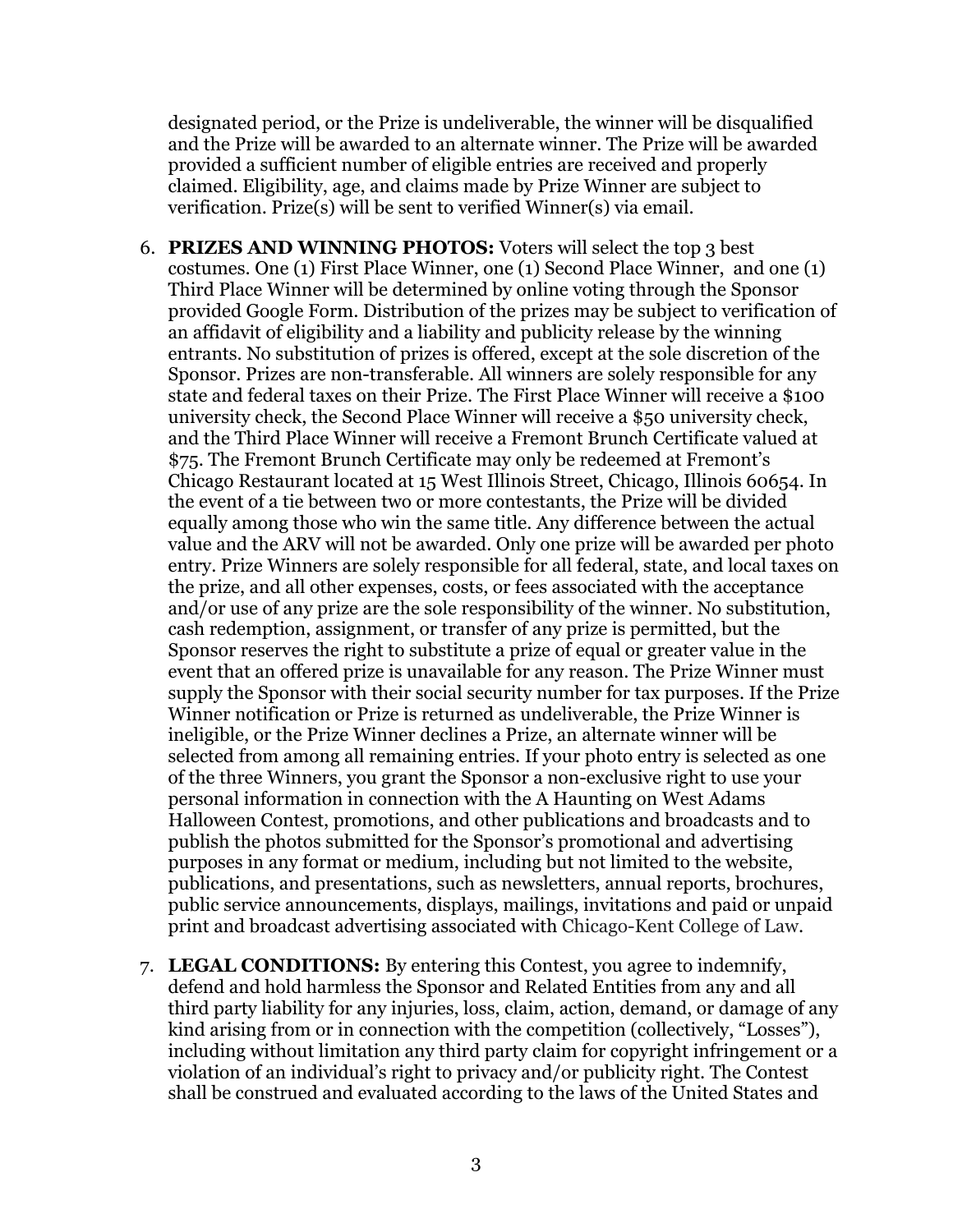designated period, or the Prize is undeliverable, the winner will be disqualified and the Prize will be awarded to an alternate winner. The Prize will be awarded provided a sufficient number of eligible entries are received and properly claimed. Eligibility, age, and claims made by Prize Winner are subject to verification. Prize(s) will be sent to verified Winner(s) via email.

6. **PRIZES AND WINNING PHOTOS:** Voters will select the top 3 best costumes. One (1) First Place Winner, one (1) Second Place Winner, and one (1) Third Place Winner will be determined by online voting through the Sponsor provided Google Form. Distribution of the prizes may be subject to verification of an affidavit of eligibility and a liability and publicity release by the winning entrants. No substitution of prizes is offered, except at the sole discretion of the Sponsor. Prizes are non-transferable. All winners are solely responsible for any state and federal taxes on their Prize. The First Place Winner will receive a $100 university check, the Second Place Winner will receive a $50 university check, and the Third Place Winner will receive a Fremont Brunch Certificate valued at $75. The Fremont Brunch Certificate may only be redeemed at Fremont's Chicago Restaurant located at 15 West Illinois Street, Chicago, Illinois 60654. In the event of a tie between two or more contestants, the Prize will be divided equally among those who win the same title. Any difference between the actual value and the ARV will not be awarded. Only one prize will be awarded per photo entry. Prize Winners are solely responsible for all federal, state, and local taxes on the prize, and all other expenses, costs, or fees associated with the acceptance and/or use of any prize are the sole responsibility of the winner. No substitution, cash redemption, assignment, or transfer of any prize is permitted, but the Sponsor reserves the right to substitute a prize of equal or greater value in the event that an offered prize is unavailable for any reason. The Prize Winner must supply the Sponsor with their social security number for tax purposes. If the Prize Winner notification or Prize is returned as undeliverable, the Prize Winner is ineligible, or the Prize Winner declines a Prize, an alternate winner will be selected from among all remaining entries. If your photo entry is selected as one of the three Winners, you grant the Sponsor a non-exclusive right to use your personal information in connection with the A Haunting on West Adams Halloween Contest, promotions, and other publications and broadcasts and to publish the photos submitted for the Sponsor's promotional and advertising purposes in any format or medium, including but not limited to the website, publications, and presentations, such as newsletters, annual reports, brochures, public service announcements, displays, mailings, invitations and paid or unpaid print and broadcast advertising associated with Chicago-Kent College of Law.

7. **LEGAL CONDITIONS:** By entering this Contest, you agree to indemnify, defend and hold harmless the Sponsor and Related Entities from any and all third party liability for any injuries, loss, claim, action, demand, or damage of any kind arising from or in connection with the competition (collectively, "Losses"), including without limitation any third party claim for copyright infringement or a violation of an individual's right to privacy and/or publicity right. The Contest shall be construed and evaluated according to the laws of the United States and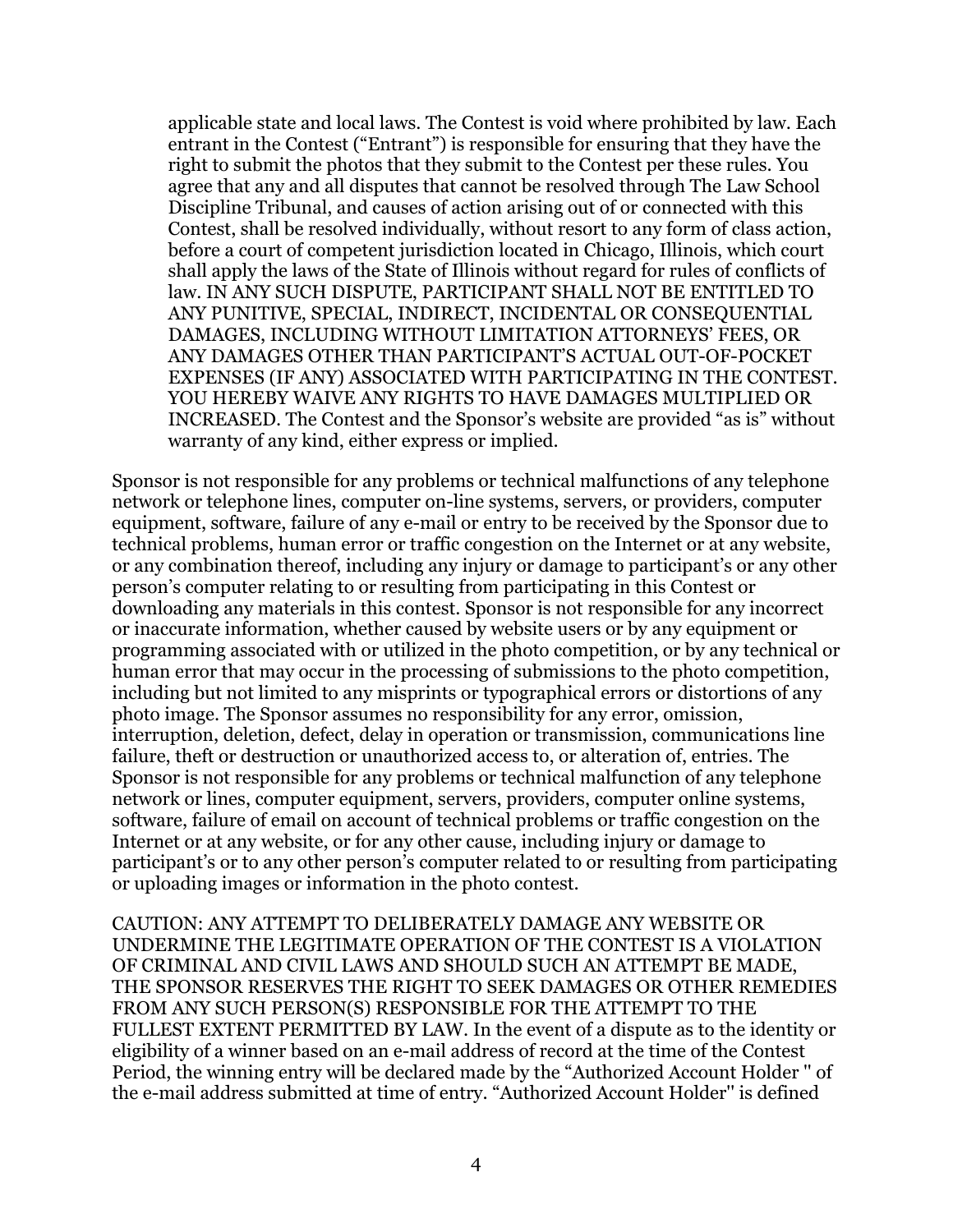applicable state and local laws. The Contest is void where prohibited by law. Each entrant in the Contest ("Entrant") is responsible for ensuring that they have the right to submit the photos that they submit to the Contest per these rules. You agree that any and all disputes that cannot be resolved through The Law School Discipline Tribunal, and causes of action arising out of or connected with this Contest, shall be resolved individually, without resort to any form of class action, before a court of competent jurisdiction located in Chicago, Illinois, which court shall apply the laws of the State of Illinois without regard for rules of conflicts of law. IN ANY SUCH DISPUTE, PARTICIPANT SHALL NOT BE ENTITLED TO ANY PUNITIVE, SPECIAL, INDIRECT, INCIDENTAL OR CONSEQUENTIAL DAMAGES, INCLUDING WITHOUT LIMITATION ATTORNEYS' FEES, OR ANY DAMAGES OTHER THAN PARTICIPANT'S ACTUAL OUT-OF-POCKET EXPENSES (IF ANY) ASSOCIATED WITH PARTICIPATING IN THE CONTEST. YOU HEREBY WAIVE ANY RIGHTS TO HAVE DAMAGES MULTIPLIED OR INCREASED. The Contest and the Sponsor's website are provided "as is" without warranty of any kind, either express or implied.

Sponsor is not responsible for any problems or technical malfunctions of any telephone network or telephone lines, computer on-line systems, servers, or providers, computer equipment, software, failure of any e-mail or entry to be received by the Sponsor due to technical problems, human error or traffic congestion on the Internet or at any website, or any combination thereof, including any injury or damage to participant's or any other person's computer relating to or resulting from participating in this Contest or downloading any materials in this contest. Sponsor is not responsible for any incorrect or inaccurate information, whether caused by website users or by any equipment or programming associated with or utilized in the photo competition, or by any technical or human error that may occur in the processing of submissions to the photo competition, including but not limited to any misprints or typographical errors or distortions of any photo image. The Sponsor assumes no responsibility for any error, omission, interruption, deletion, defect, delay in operation or transmission, communications line failure, theft or destruction or unauthorized access to, or alteration of, entries. The Sponsor is not responsible for any problems or technical malfunction of any telephone network or lines, computer equipment, servers, providers, computer online systems, software, failure of email on account of technical problems or traffic congestion on the Internet or at any website, or for any other cause, including injury or damage to participant's or to any other person's computer related to or resulting from participating or uploading images or information in the photo contest.

CAUTION: ANY ATTEMPT TO DELIBERATELY DAMAGE ANY WEBSITE OR UNDERMINE THE LEGITIMATE OPERATION OF THE CONTEST IS A VIOLATION OF CRIMINAL AND CIVIL LAWS AND SHOULD SUCH AN ATTEMPT BE MADE, THE SPONSOR RESERVES THE RIGHT TO SEEK DAMAGES OR OTHER REMEDIES FROM ANY SUCH PERSON(S) RESPONSIBLE FOR THE ATTEMPT TO THE FULLEST EXTENT PERMITTED BY LAW. In the event of a dispute as to the identity or eligibility of a winner based on an e-mail address of record at the time of the Contest Period, the winning entry will be declared made by the "Authorized Account Holder " of the e-mail address submitted at time of entry. "Authorized Account Holder" is defined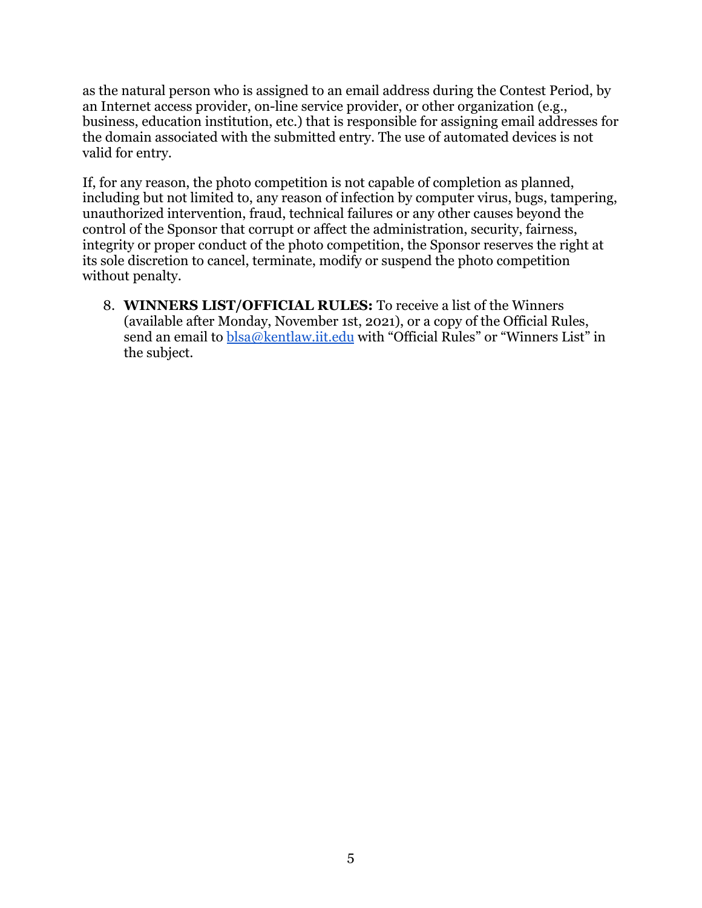as the natural person who is assigned to an email address during the Contest Period, by an Internet access provider, on-line service provider, or other organization (e.g., business, education institution, etc.) that is responsible for assigning email addresses for the domain associated with the submitted entry. The use of automated devices is not valid for entry.

If, for any reason, the photo competition is not capable of completion as planned, including but not limited to, any reason of infection by computer virus, bugs, tampering, unauthorized intervention, fraud, technical failures or any other causes beyond the control of the Sponsor that corrupt or affect the administration, security, fairness, integrity or proper conduct of the photo competition, the Sponsor reserves the right at its sole discretion to cancel, terminate, modify or suspend the photo competition without penalty.

8. **WINNERS LIST/OFFICIAL RULES:** To receive a list of the Winners (available after Monday, November 1st, 2021), or a copy of the Official Rules, send an email to [blsa@kentlaw.iit.edu](mailto:blsa@kentlaw.iit.edu) with "Official Rules" or "Winners List" in the subject.